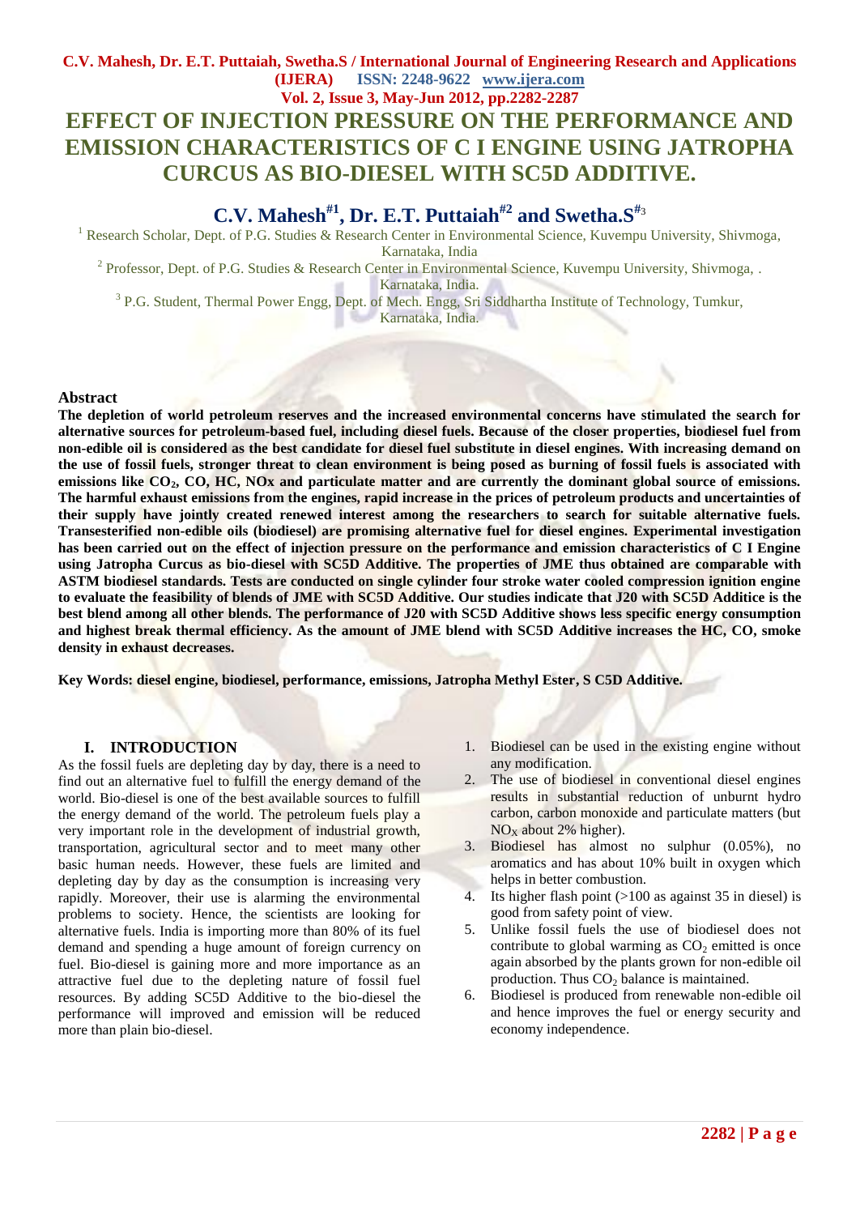# EFFECT OF INJECTION PRESSURE ON THE PERFORMANCE AND EMISSION CHARACTERISTICS OF C I ENGINE USING JATROPHA CURCUS AS BIO-DIESEL WITH SC5D ADDITIVE.

## C.V. Mahesh[#1], Dr. E.T. Puttaiah[#2] and Swetha.S[#3]

[1] Research Scholar, Dept. of P.G. Studies & Research Center in Environmental Science, Kuvempu University, Shivmoga, Karnataka, India

[2] Professor, Dept. of P.G. Studies & Research Center in Environmental Science, Kuvempu University, Shivmoga, . Karnataka, India.

[3] P.G. Student, Thermal Power Engg, Dept. of Mech. Engg, Sri Siddhartha Institute of Technology, Tumkur, Karnataka, India.

### Abstract

**The depletion of world petroleum reserves and the increased environmental concerns have stimulated the search for alternative sources for petroleum-based fuel, including diesel fuels. Because of the closer properties, biodiesel fuel from non-edible oil is considered as the best candidate for diesel fuel substitute in diesel engines. With increasing demand on the use of fossil fuels, stronger threat to clean environment is being posed as burning of fossil fuels is associated with emissions like $CO_2$, CO, HC, NOx and particulate matter and are currently the dominant global source of emissions. The harmful exhaust emissions from the engines, rapid increase in the prices of petroleum products and uncertainties of their supply have jointly created renewed interest among the researchers to search for suitable alternative fuels. Transesterified non-edible oils (biodiesel) are promising alternative fuel for diesel engines. Experimental investigation has been carried out on the effect of injection pressure on the performance and emission characteristics of C I Engine using Jatropha Curcus as bio-diesel with SC5D Additive. The properties of JME thus obtained are comparable with ASTM biodiesel standards. Tests are conducted on single cylinder four stroke water cooled compression ignition engine to evaluate the feasibility of blends of JME with SC5D Additive. Our studies indicate that J20 with SC5D Additice is the best blend among all other blends. The performance of J20 with SC5D Additive shows less specific energy consumption and highest break thermal efficiency. As the amount of JME blend with SC5D Additive increases the HC, CO, smoke density in exhaust decreases.**

**Key Words: diesel engine, biodiesel, performance, emissions, Jatropha Methyl Ester, S C5D Additive.**

## I. INTRODUCTION

As the fossil fuels are depleting day by day, there is a need to find out an alternative fuel to fulfill the energy demand of the world. Bio-diesel is one of the best available sources to fulfill the energy demand of the world. The petroleum fuels play a very important role in the development of industrial growth, transportation, agricultural sector and to meet many other basic human needs. However, these fuels are limited and depleting day by day as the consumption is increasing very rapidly. Moreover, their use is alarming the environmental problems to society. Hence, the scientists are looking for alternative fuels. India is importing more than 80% of its fuel demand and spending a huge amount of foreign currency on fuel. Bio-diesel is gaining more and more importance as an attractive fuel due to the depleting nature of fossil fuel resources. By adding SC5D Additive to the bio-diesel the performance will improved and emission will be reduced more than plain bio-diesel.

1. Biodiesel can be used in the existing engine without any modification.
2. The use of biodiesel in conventional diesel engines results in substantial reduction of unburnt hydro carbon, carbon monoxide and particulate matters (but $NO_X$ about 2% higher).
3. Biodiesel has almost no sulphur (0.05%), no aromatics and has about 10% built in oxygen which helps in better combustion.
4. Its higher flash point (>100 as against 35 in diesel) is good from safety point of view.
5. Unlike fossil fuels the use of biodiesel does not contribute to global warming as $CO_2$ emitted is once again absorbed by the plants grown for non-edible oil production. Thus $CO_2$ balance is maintained.
6. Biodiesel is produced from renewable non-edible oil and hence improves the fuel or energy security and economy independence.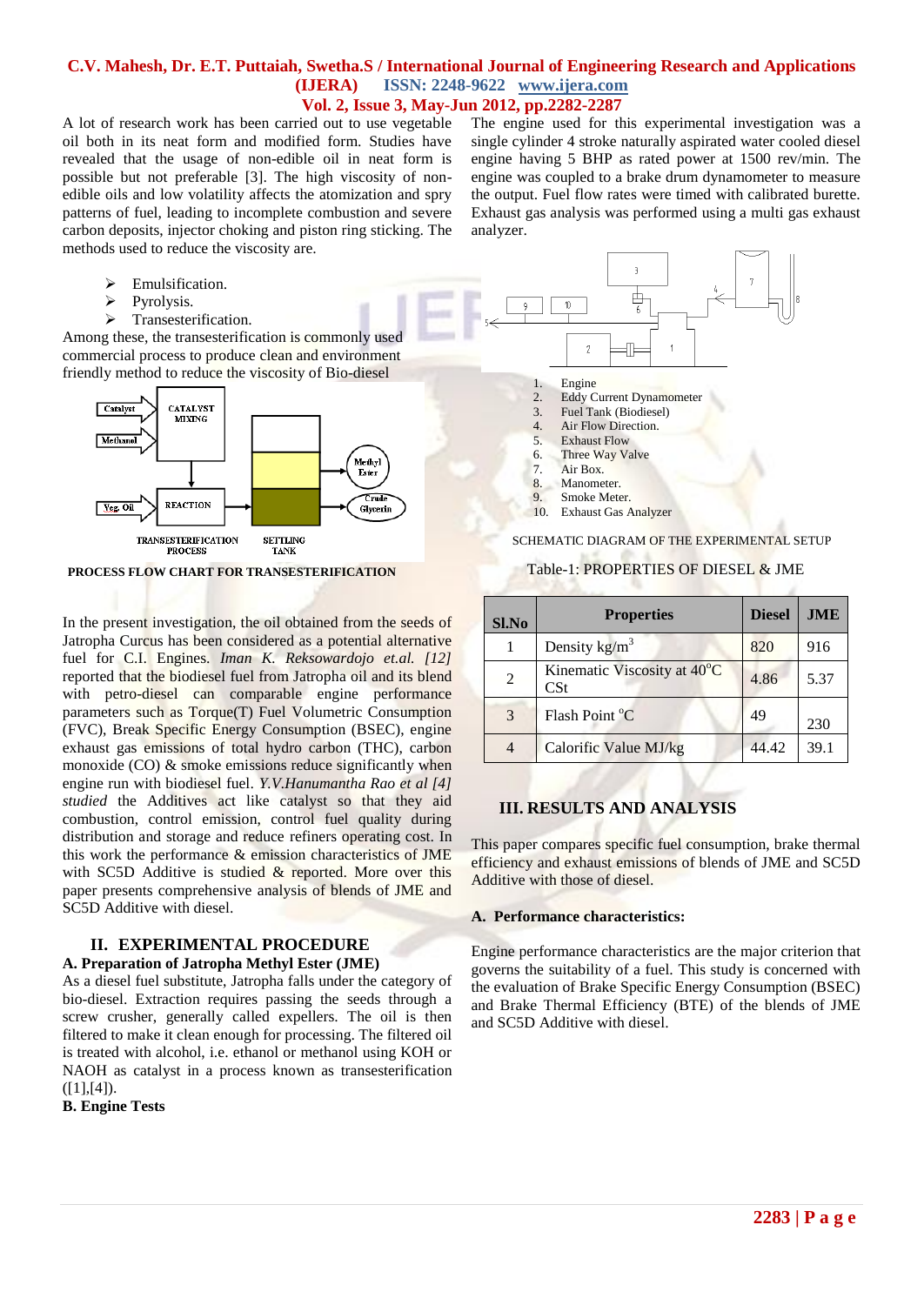A lot of research work has been carried out to use vegetable oil both in its neat form and modified form. Studies have revealed that the usage of non-edible oil in neat form is possible but not preferable [3]. The high viscosity of non-edible oils and low volatility affects the atomization and spry patterns of fuel, leading to incomplete combustion and severe carbon deposits, injector choking and piston ring sticking. The methods used to reduce the viscosity are.

- Emulsification.
- Pyrolysis.
- Transesterification.

Among these, the transesterification is commonly used commercial process to produce clean and environment friendly method to reduce the viscosity of Bio-diesel

PROCESS FLOW CHART FOR TRANSESTERIFICATION

In the present investigation, the oil obtained from the seeds of Jatropha Curcus has been considered as a potential alternative fuel for C.I. Engines. *Iman K. Reksowardojo et.al. [12]* reported that the biodiesel fuel from Jatropha oil and its blend with petro-diesel can comparable engine performance parameters such as Torque(T) Fuel Volumetric Consumption (FVC), Break Specific Energy Consumption (BSEC), engine exhaust gas emissions of total hydro carbon (THC), carbon monoxide (CO) & smoke emissions reduce significantly when engine run with biodiesel fuel. *Y.V.Hanumantha Rao et al [4] studied* the Additives act like catalyst so that they aid combustion, control emission, control fuel quality during distribution and storage and reduce refiners operating cost. In this work the performance & emission characteristics of JME with SC5D Additive is studied & reported. More over this paper presents comprehensive analysis of blends of JME and SC5D Additive with diesel.

## II. EXPERIMENTAL PROCEDURE

### A. Preparation of Jatropha Methyl Ester (JME)

As a diesel fuel substitute, Jatropha falls under the category of bio-diesel. Extraction requires passing the seeds through a screw crusher, generally called expellers. The oil is then filtered to make it clean enough for processing. The filtered oil is treated with alcohol, i.e. ethanol or methanol using KOH or NAOH as catalyst in a process known as transesterification ([1],[4]).

### B. Engine Tests

The engine used for this experimental investigation was a single cylinder 4 stroke naturally aspirated water cooled diesel engine having 5 BHP as rated power at 1500 rev/min. The engine was coupled to a brake drum dynamometer to measure the output. Fuel flow rates were timed with calibrated burette. Exhaust gas analysis was performed using a multi gas exhaust analyzer.

1. Engine
2. Eddy Current Dynamometer
3. Fuel Tank (Biodiesel)
4. Air Flow Direction.
5. Exhaust Flow
6. Three Way Valve
7. Air Box.
8. Manometer.
9. Smoke Meter.
10. Exhaust Gas Analyzer

SCHEMATIC DIAGRAM OF THE EXPERIMENTAL SETUP

Table-1: PROPERTIES OF DIESEL & JME

| Sl.No | Properties | Diesel | JME |
|---|---|---|---|
| 1 | Density kg/m$^3$ | 820 | 916 |
| 2 | Kinematic Viscosity at 40°C CSt | 4.86 | 5.37 |
| 3 | Flash Point °C | 49 | 230 |
| 4 | Calorific Value MJ/kg | 44.42 | 39.1 |

## III. RESULTS AND ANALYSIS

This paper compares specific fuel consumption, brake thermal efficiency and exhaust emissions of blends of JME and SC5D Additive with those of diesel.

### A. Performance characteristics:

Engine performance characteristics are the major criterion that governs the suitability of a fuel. This study is concerned with the evaluation of Brake Specific Energy Consumption (BSEC) and Brake Thermal Efficiency (BTE) of the blends of JME and SC5D Additive with diesel.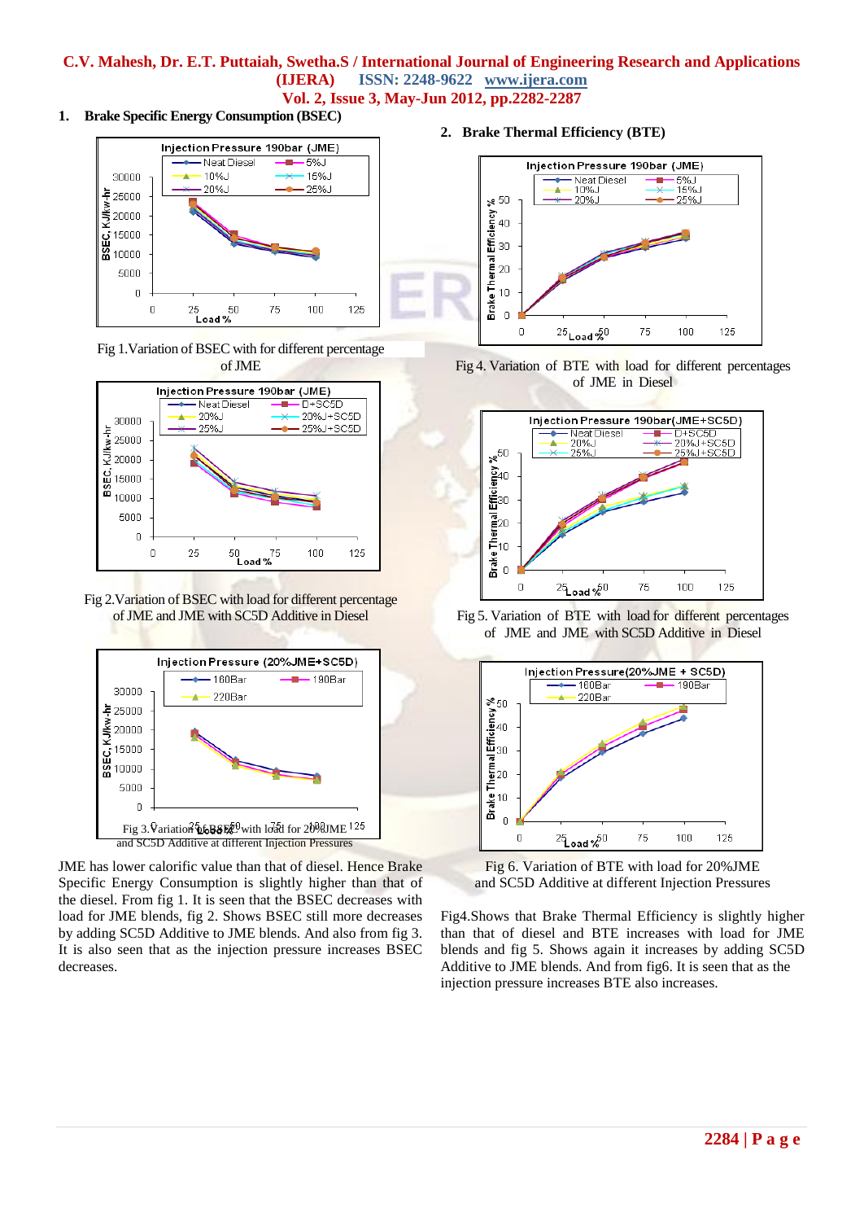## 1. Brake Specific Energy Consumption (BSEC)

Fig 1.Variation of BSEC with for different percentage of JME

Fig 2.Variation of BSEC with load for different percentage of JME and JME with SC5D Additive in Diesel

Fig 3.Variation of BSEC with load for 20%JME and SC5D Additive at different Injection Pressures

JME has lower calorific value than that of diesel. Hence Brake Specific Energy Consumption is slightly higher than that of the diesel. From fig 1. It is seen that the BSEC decreases with load for JME blends, fig 2. Shows BSEC still more decreases by adding SC5D Additive to JME blends. And also from fig 3. It is also seen that as the injection pressure increases BSEC decreases.

## 2. Brake Thermal Efficiency (BTE)

Fig 4. Variation of BTE with load for different percentages of JME in Diesel

Fig 5. Variation of BTE with load for different percentages of JME and JME with SC5D Additive in Diesel

Fig 6. Variation of BTE with load for 20%JME and SC5D Additive at different Injection Pressures

Fig4.Shows that Brake Thermal Efficiency is slightly higher than that of diesel and BTE increases with load for JME blends and fig 5. Shows again it increases by adding SC5D Additive to JME blends. And from fig6. It is seen that as the injection pressure increases BTE also increases.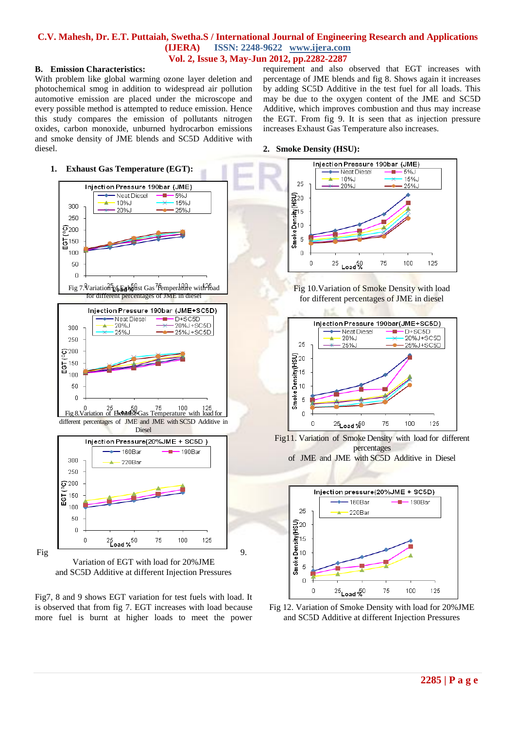## B. Emission Characteristics:

With problem like global warming ozone layer deletion and photochemical smog in addition to widespread air pollution automotive emission are placed under the microscope and every possible method is attempted to reduce emission. Hence this study compares the emission of pollutants nitrogen oxides, carbon monoxide, unburned hydrocarbon emissions and smoke density of JME blends and SC5D Additive with diesel.

### 1. Exhaust Gas Temperature (EGT):

Fig 7.Variation of Exhaust Gas Temperature with load for different percentages of JME in diesel

Fig 8.Variation of Exhaust Gas Temperature with load for different percentages of JME and JME with SC5D Additive in Diesel

Fig 9. Variation of EGT with load for 20%JME and SC5D Additive at different Injection Pressures

Fig7, 8 and 9 shows EGT variation for test fuels with load. It is observed that from fig 7. EGT increases with load because more fuel is burnt at higher loads to meet the power requirement and also observed that EGT increases with percentage of JME blends and fig 8. Shows again it increases by adding SC5D Additive in the test fuel for all loads. This may be due to the oxygen content of the JME and SC5D Additive, which improves combustion and thus may increase the EGT. From fig 9. It is seen that as injection pressure increases Exhaust Gas Temperature also increases.

### 2. Smoke Density (HSU):

Fig 10.Variation of Smoke Density with load for different percentages of JME in diesel

Fig11. Variation of Smoke Density with load for different percentages of JME and JME with SC5D Additive in Diesel

Fig 12. Variation of Smoke Density with load for 20%JME and SC5D Additive at different Injection Pressures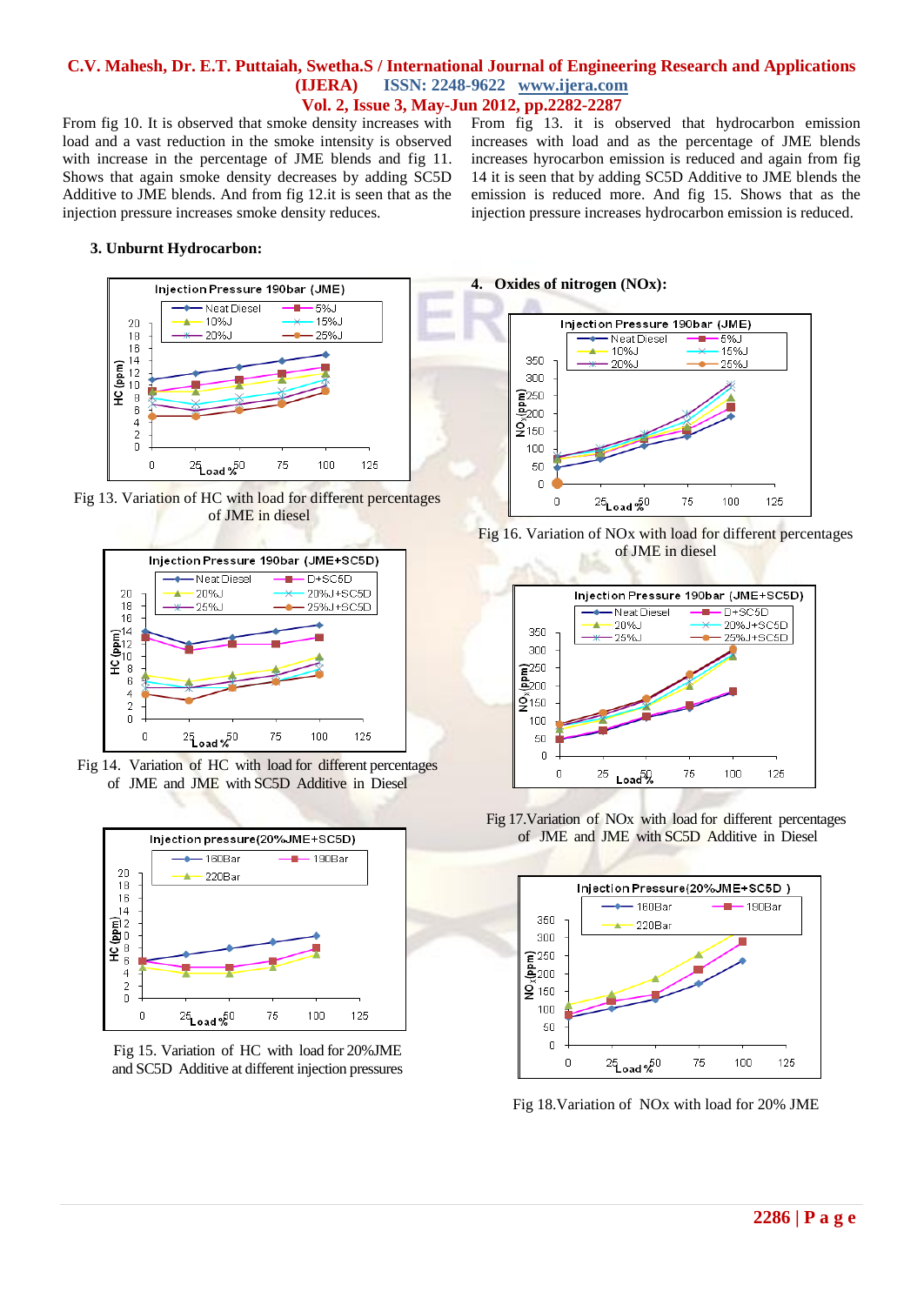From fig 10. It is observed that smoke density increases with load and a vast reduction in the smoke intensity is observed with increase in the percentage of JME blends and fig 11. Shows that again smoke density decreases by adding SC5D Additive to JME blends. And from fig 12.it is seen that as the injection pressure increases smoke density reduces.

### 3. Unburnt Hydrocarbon:

From fig 13. it is observed that hydrocarbon emission increases with load and as the percentage of JME blends increases hyrocarbon emission is reduced and again from fig 14 it is seen that by adding SC5D Additive to JME blends the emission is reduced more. And fig 15. Shows that as the injection pressure increases hydrocarbon emission is reduced.

Fig 13. Variation of HC with load for different percentages of JME in diesel

Fig 14. Variation of HC with load for different percentages of JME and JME with SC5D Additive in Diesel

Fig 15. Variation of HC with load for 20%JME and SC5D Additive at different injection pressures

### 4. Oxides of nitrogen (NOx):

Fig 16. Variation of NOx with load for different percentages of JME in diesel

Fig 17.Variation of NOx with load for different percentages of JME and JME with SC5D Additive in Diesel

Fig 18.Variation of NOx with load for 20% JME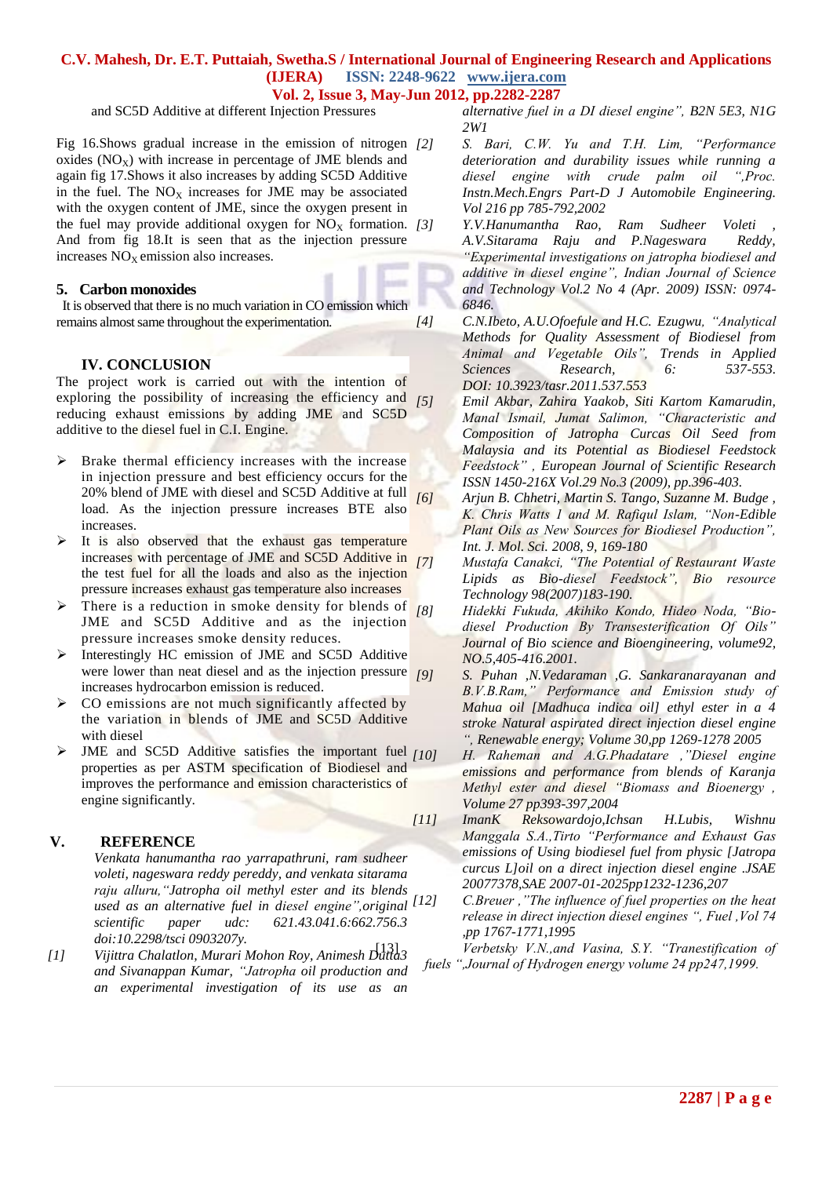and SC5D Additive at different Injection Pressures

Fig 16.Shows gradual increase in the emission of nitrogen oxides ($NO_X$) with increase in percentage of JME blends and again fig 17.Shows it also increases by adding SC5D Additive in the fuel. The $NO_X$ increases for JME may be associated with the oxygen content of JME, since the oxygen present in the fuel may provide additional oxygen for $NO_X$ formation. And from fig 18.It is seen that as the injection pressure increases $NO_X$ emission also increases.

### 5. Carbon monoxides

It is observed that there is no much variation in CO emission which remains almost same throughout the experimentation.

## IV. CONCLUSION

The project work is carried out with the intention of exploring the possibility of increasing the efficiency and reducing exhaust emissions by adding JME and SC5D additive to the diesel fuel in C.I. Engine.

- Brake thermal efficiency increases with the increase in injection pressure and best efficiency occurs for the 20% blend of JME with diesel and SC5D Additive at full load. As the injection pressure increases BTE also increases.
- It is also observed that the exhaust gas temperature increases with percentage of JME and SC5D Additive in the test fuel for all the loads and also as the injection pressure increases exhaust gas temperature also increases
- There is a reduction in smoke density for blends of JME and SC5D Additive and as the injection pressure increases smoke density reduces.
- Interestingly HC emission of JME and SC5D Additive were lower than neat diesel and as the injection pressure increases hydrocarbon emission is reduced.
- CO emissions are not much significantly affected by the variation in blends of JME and SC5D Additive with diesel
- JME and SC5D Additive satisfies the important fuel properties as per ASTM specification of Biodiesel and improves the performance and emission characteristics of engine significantly.

## V. REFERENCE

*Venkata hanumantha rao yarrapathruni, ram sudheer voleti, nageswara reddy pereddy, and venkata sitarama raju alluru,"Jatropha oil methyl ester and its blends used as an alternative fuel in diesel engine",original scientific paper udc: 621.43.041.6:662.756.3 doi:10.2298/tsci 0903207y.*

[1] *Vijittra Chalatlon, Murari Mohon Roy, Animesh Dutta and Sivanappan Kumar, "Jatropha oil production and an experimental investigation of its use as an alternative fuel in a DI diesel engine", B2N 5E3, N1G 2W1*

[2] *S. Bari, C.W. Yu and T.H. Lim, "Performance deterioration and durability issues while running a diesel engine with crude palm oil ",Proc. Instn.Mech.Engrs Part-D J Automobile Engineering. Vol 216 pp 785-792,2002*

[3] *Y.V.Hanumantha Rao, Ram Sudheer Voleti , A.V.Sitarama Raju and P.Nageswara Reddy, "Experimental investigations on jatropha biodiesel and additive in diesel engine", Indian Journal of Science and Technology Vol.2 No 4 (Apr. 2009) ISSN: 0974-6846.*

[4] *C.N.Ibeto, A.U.Ofoefule and H.C. Ezugwu, "Analytical Methods for Quality Assessment of Biodiesel from Animal and Vegetable Oils", Trends in Applied Sciences Research, 6: 537-553. DOI: 10.3923/tasr.2011.537.553*

[5] *Emil Akbar, Zahira Yaakob, Siti Kartom Kamarudin, Manal Ismail, Jumat Salimon, "Characteristic and Composition of Jatropha Curcas Oil Seed from Malaysia and its Potential as Biodiesel Feedstock Feedstock" , European Journal of Scientific Research ISSN 1450-216X Vol.29 No.3 (2009), pp.396-403.*

[6] *Arjun B. Chhetri, Martin S. Tango, Suzanne M. Budge , K. Chris Watts 1 and M. Rafiqul Islam, "Non-Edible Plant Oils as New Sources for Biodiesel Production", Int. J. Mol. Sci. 2008, 9, 169-180*

[7] *Mustafa Canakci, "The Potential of Restaurant Waste Lipids as Bio-diesel Feedstock", Bio resource Technology 98(2007)183-190.*

[8] *Hidekki Fukuda, Akihiko Kondo, Hideo Noda, "Bio-diesel Production By Transesterification Of Oils" Journal of Bio science and Bioengineering, volume92, NO.5,405-416.2001.*

[9] *S. Puhan ,N.Vedaraman ,G. Sankaranarayanan and B.V.B.Ram," Performance and Emission study of Mahua oil [Madhuca indica oil] ethyl ester in a 4 stroke Natural aspirated direct injection diesel engine ", Renewable energy; Volume 30,pp 1269-1278 2005*

[10] *H. Raheman and A.G.Phadatare ,"Diesel engine emissions and performance from blends of Karanja Methyl ester and diesel "Biomass and Bioenergy , Volume 27 pp393-397,2004*

[11] *ImanK Reksowardojo,Ichsan H.Lubis, Wishnu Manggala S.A.,Tirto "Performance and Exhaust Gas emissions of Using biodiesel fuel from physic [Jatropa curcus L]oil on a direct injection diesel engine .JSAE 20077378,SAE 2007-01-2025pp1232-1236,207*

[12] *C.Breuer ,"The influence of fuel properties on the heat release in direct injection diesel engines ", Fuel ,Vol 74 ,pp 1767-1771,1995*

[13] *Verbetsky V.N.,and Vasina, S.Y. "Tranestification of fuels ",Journal of Hydrogen energy volume 24 pp247,1999.*